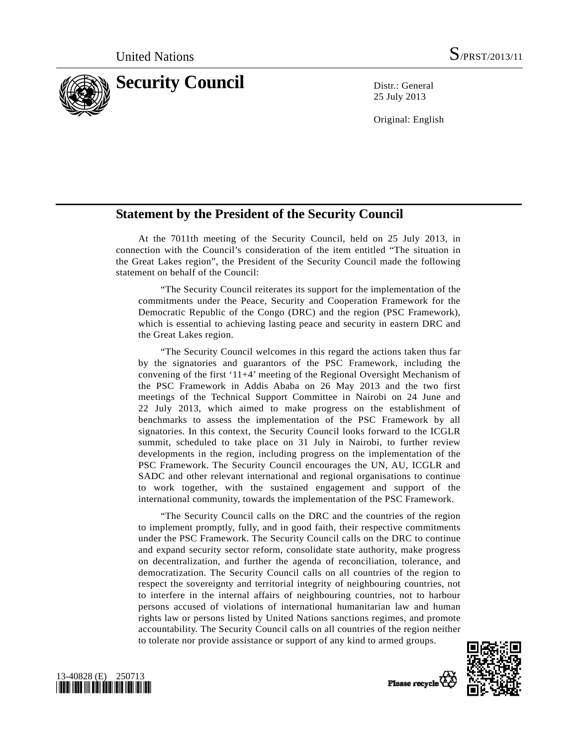United Nations S/PRST/2013/11

# Security Council

Distr.: General
25 July 2013

Original: English

## Statement by the President of the Security Council

At the 7011th meeting of the Security Council, held on 25 July 2013, in connection with the Council's consideration of the item entitled "The situation in the Great Lakes region", the President of the Security Council made the following statement on behalf of the Council:

"The Security Council reiterates its support for the implementation of the commitments under the Peace, Security and Cooperation Framework for the Democratic Republic of the Congo (DRC) and the region (PSC Framework), which is essential to achieving lasting peace and security in eastern DRC and the Great Lakes region.

"The Security Council welcomes in this regard the actions taken thus far by the signatories and guarantors of the PSC Framework, including the convening of the first '11+4' meeting of the Regional Oversight Mechanism of the PSC Framework in Addis Ababa on 26 May 2013 and the two first meetings of the Technical Support Committee in Nairobi on 24 June and 22 July 2013, which aimed to make progress on the establishment of benchmarks to assess the implementation of the PSC Framework by all signatories. In this context, the Security Council looks forward to the ICGLR summit, scheduled to take place on 31 July in Nairobi, to further review developments in the region, including progress on the implementation of the PSC Framework. The Security Council encourages the UN, AU, ICGLR and SADC and other relevant international and regional organisations to continue to work together, with the sustained engagement and support of the international community, towards the implementation of the PSC Framework.

"The Security Council calls on the DRC and the countries of the region to implement promptly, fully, and in good faith, their respective commitments under the PSC Framework. The Security Council calls on the DRC to continue and expand security sector reform, consolidate state authority, make progress on decentralization, and further the agenda of reconciliation, tolerance, and democratization. The Security Council calls on all countries of the region to respect the sovereignty and territorial integrity of neighbouring countries, not to interfere in the internal affairs of neighbouring countries, not to harbour persons accused of violations of international humanitarian law and human rights law or persons listed by United Nations sanctions regimes, and promote accountability. The Security Council calls on all countries of the region neither to tolerate nor provide assistance or support of any kind to armed groups.

13-40828 (E) 250713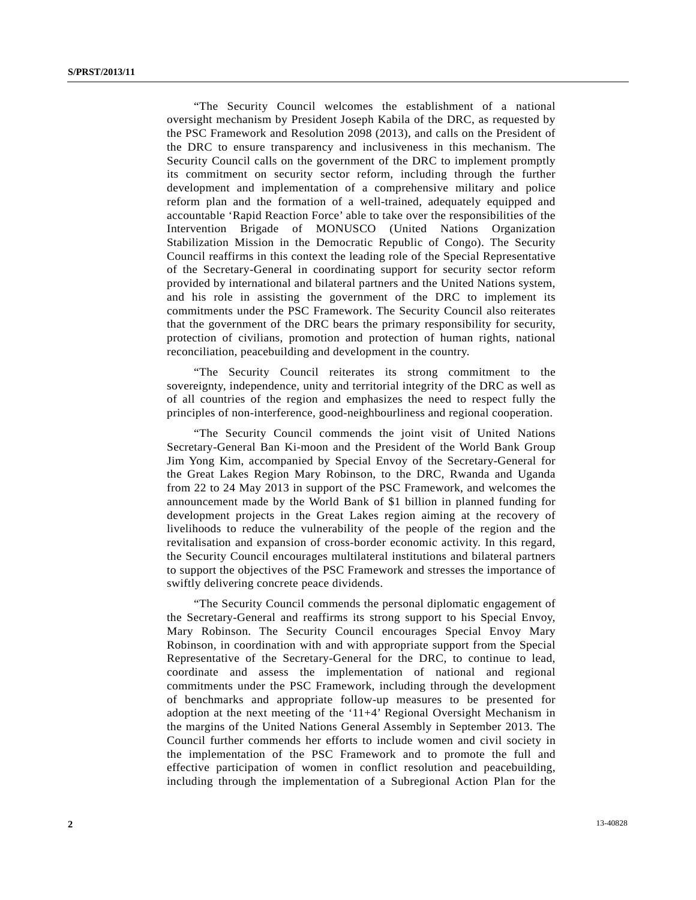"The Security Council welcomes the establishment of a national oversight mechanism by President Joseph Kabila of the DRC, as requested by the PSC Framework and Resolution 2098 (2013), and calls on the President of the DRC to ensure transparency and inclusiveness in this mechanism. The Security Council calls on the government of the DRC to implement promptly its commitment on security sector reform, including through the further development and implementation of a comprehensive military and police reform plan and the formation of a well-trained, adequately equipped and accountable 'Rapid Reaction Force' able to take over the responsibilities of the Intervention Brigade of MONUSCO (United Nations Organization Stabilization Mission in the Democratic Republic of Congo). The Security Council reaffirms in this context the leading role of the Special Representative of the Secretary-General in coordinating support for security sector reform provided by international and bilateral partners and the United Nations system, and his role in assisting the government of the DRC to implement its commitments under the PSC Framework. The Security Council also reiterates that the government of the DRC bears the primary responsibility for security, protection of civilians, promotion and protection of human rights, national reconciliation, peacebuilding and development in the country.

"The Security Council reiterates its strong commitment to the sovereignty, independence, unity and territorial integrity of the DRC as well as of all countries of the region and emphasizes the need to respect fully the principles of non-interference, good-neighbourliness and regional cooperation.

"The Security Council commends the joint visit of United Nations Secretary-General Ban Ki-moon and the President of the World Bank Group Jim Yong Kim, accompanied by Special Envoy of the Secretary-General for the Great Lakes Region Mary Robinson, to the DRC, Rwanda and Uganda from 22 to 24 May 2013 in support of the PSC Framework, and welcomes the announcement made by the World Bank of $1 billion in planned funding for development projects in the Great Lakes region aiming at the recovery of livelihoods to reduce the vulnerability of the people of the region and the revitalisation and expansion of cross-border economic activity. In this regard, the Security Council encourages multilateral institutions and bilateral partners to support the objectives of the PSC Framework and stresses the importance of swiftly delivering concrete peace dividends.

"The Security Council commends the personal diplomatic engagement of the Secretary-General and reaffirms its strong support to his Special Envoy, Mary Robinson. The Security Council encourages Special Envoy Mary Robinson, in coordination with and with appropriate support from the Special Representative of the Secretary-General for the DRC, to continue to lead, coordinate and assess the implementation of national and regional commitments under the PSC Framework, including through the development of benchmarks and appropriate follow-up measures to be presented for adoption at the next meeting of the '11+4' Regional Oversight Mechanism in the margins of the United Nations General Assembly in September 2013. The Council further commends her efforts to include women and civil society in the implementation of the PSC Framework and to promote the full and effective participation of women in conflict resolution and peacebuilding, including through the implementation of a Subregional Action Plan for the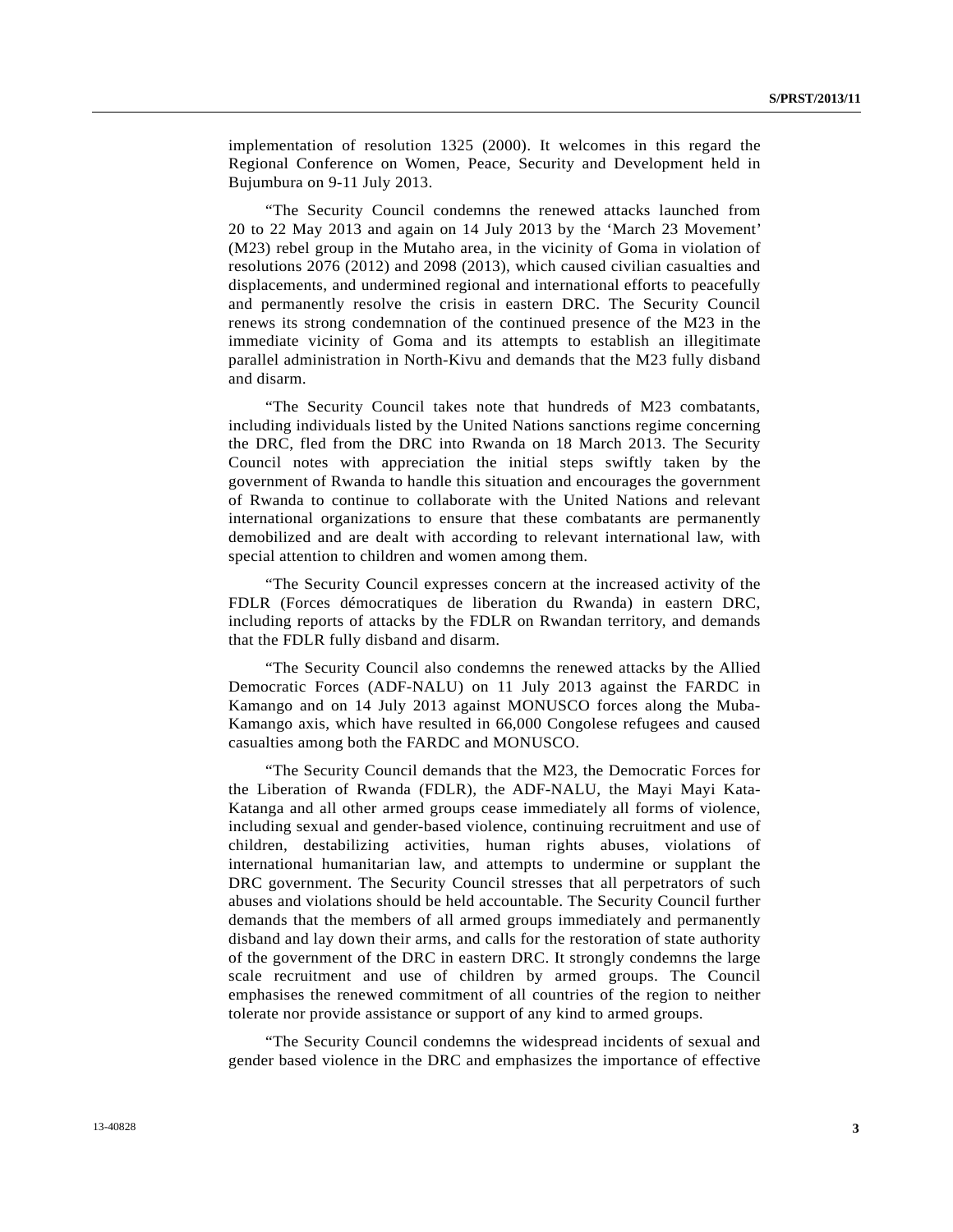implementation of resolution 1325 (2000). It welcomes in this regard the Regional Conference on Women, Peace, Security and Development held in Bujumbura on 9-11 July 2013.

"The Security Council condemns the renewed attacks launched from 20 to 22 May 2013 and again on 14 July 2013 by the 'March 23 Movement' (M23) rebel group in the Mutaho area, in the vicinity of Goma in violation of resolutions 2076 (2012) and 2098 (2013), which caused civilian casualties and displacements, and undermined regional and international efforts to peacefully and permanently resolve the crisis in eastern DRC. The Security Council renews its strong condemnation of the continued presence of the M23 in the immediate vicinity of Goma and its attempts to establish an illegitimate parallel administration in North-Kivu and demands that the M23 fully disband and disarm.

"The Security Council takes note that hundreds of M23 combatants, including individuals listed by the United Nations sanctions regime concerning the DRC, fled from the DRC into Rwanda on 18 March 2013. The Security Council notes with appreciation the initial steps swiftly taken by the government of Rwanda to handle this situation and encourages the government of Rwanda to continue to collaborate with the United Nations and relevant international organizations to ensure that these combatants are permanently demobilized and are dealt with according to relevant international law, with special attention to children and women among them.

"The Security Council expresses concern at the increased activity of the FDLR (Forces démocratiques de liberation du Rwanda) in eastern DRC, including reports of attacks by the FDLR on Rwandan territory, and demands that the FDLR fully disband and disarm.

"The Security Council also condemns the renewed attacks by the Allied Democratic Forces (ADF-NALU) on 11 July 2013 against the FARDC in Kamango and on 14 July 2013 against MONUSCO forces along the Muba-Kamango axis, which have resulted in 66,000 Congolese refugees and caused casualties among both the FARDC and MONUSCO.

"The Security Council demands that the M23, the Democratic Forces for the Liberation of Rwanda (FDLR), the ADF-NALU, the Mayi Mayi Kata-Katanga and all other armed groups cease immediately all forms of violence, including sexual and gender-based violence, continuing recruitment and use of children, destabilizing activities, human rights abuses, violations of international humanitarian law, and attempts to undermine or supplant the DRC government. The Security Council stresses that all perpetrators of such abuses and violations should be held accountable. The Security Council further demands that the members of all armed groups immediately and permanently disband and lay down their arms, and calls for the restoration of state authority of the government of the DRC in eastern DRC. It strongly condemns the large scale recruitment and use of children by armed groups. The Council emphasises the renewed commitment of all countries of the region to neither tolerate nor provide assistance or support of any kind to armed groups.

"The Security Council condemns the widespread incidents of sexual and gender based violence in the DRC and emphasizes the importance of effective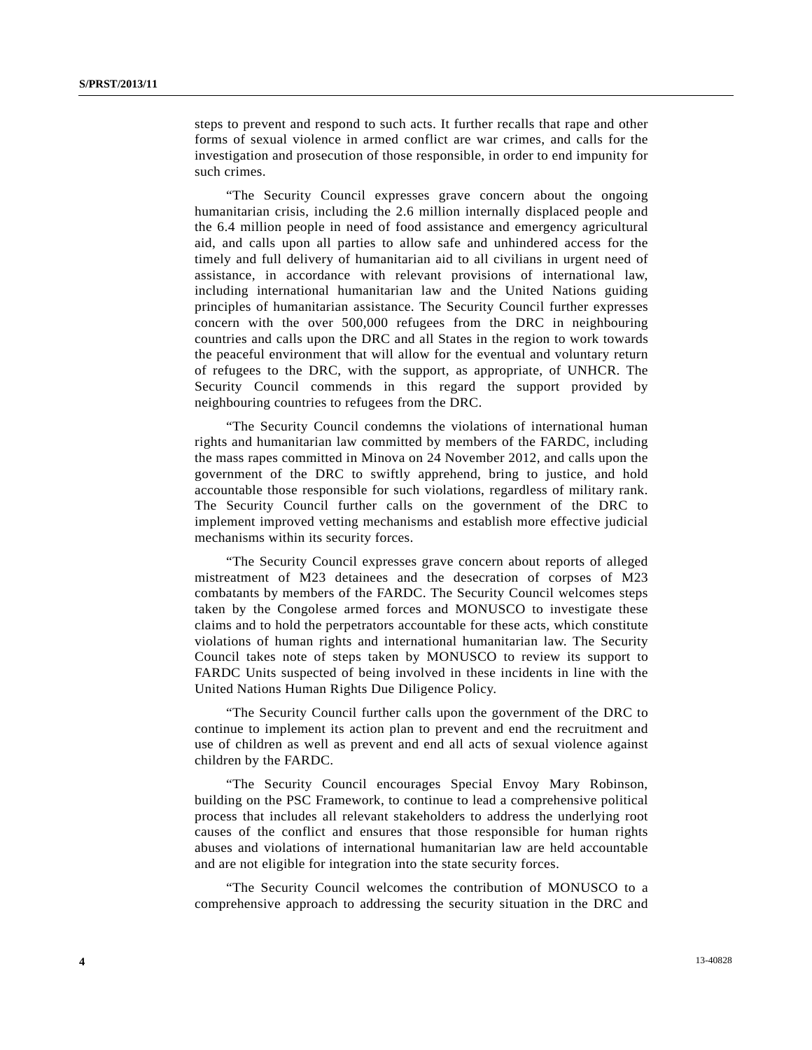steps to prevent and respond to such acts. It further recalls that rape and other forms of sexual violence in armed conflict are war crimes, and calls for the investigation and prosecution of those responsible, in order to end impunity for such crimes.

"The Security Council expresses grave concern about the ongoing humanitarian crisis, including the 2.6 million internally displaced people and the 6.4 million people in need of food assistance and emergency agricultural aid, and calls upon all parties to allow safe and unhindered access for the timely and full delivery of humanitarian aid to all civilians in urgent need of assistance, in accordance with relevant provisions of international law, including international humanitarian law and the United Nations guiding principles of humanitarian assistance. The Security Council further expresses concern with the over 500,000 refugees from the DRC in neighbouring countries and calls upon the DRC and all States in the region to work towards the peaceful environment that will allow for the eventual and voluntary return of refugees to the DRC, with the support, as appropriate, of UNHCR. The Security Council commends in this regard the support provided by neighbouring countries to refugees from the DRC.

"The Security Council condemns the violations of international human rights and humanitarian law committed by members of the FARDC, including the mass rapes committed in Minova on 24 November 2012, and calls upon the government of the DRC to swiftly apprehend, bring to justice, and hold accountable those responsible for such violations, regardless of military rank. The Security Council further calls on the government of the DRC to implement improved vetting mechanisms and establish more effective judicial mechanisms within its security forces.

"The Security Council expresses grave concern about reports of alleged mistreatment of M23 detainees and the desecration of corpses of M23 combatants by members of the FARDC. The Security Council welcomes steps taken by the Congolese armed forces and MONUSCO to investigate these claims and to hold the perpetrators accountable for these acts, which constitute violations of human rights and international humanitarian law. The Security Council takes note of steps taken by MONUSCO to review its support to FARDC Units suspected of being involved in these incidents in line with the United Nations Human Rights Due Diligence Policy.

"The Security Council further calls upon the government of the DRC to continue to implement its action plan to prevent and end the recruitment and use of children as well as prevent and end all acts of sexual violence against children by the FARDC.

"The Security Council encourages Special Envoy Mary Robinson, building on the PSC Framework, to continue to lead a comprehensive political process that includes all relevant stakeholders to address the underlying root causes of the conflict and ensures that those responsible for human rights abuses and violations of international humanitarian law are held accountable and are not eligible for integration into the state security forces.

"The Security Council welcomes the contribution of MONUSCO to a comprehensive approach to addressing the security situation in the DRC and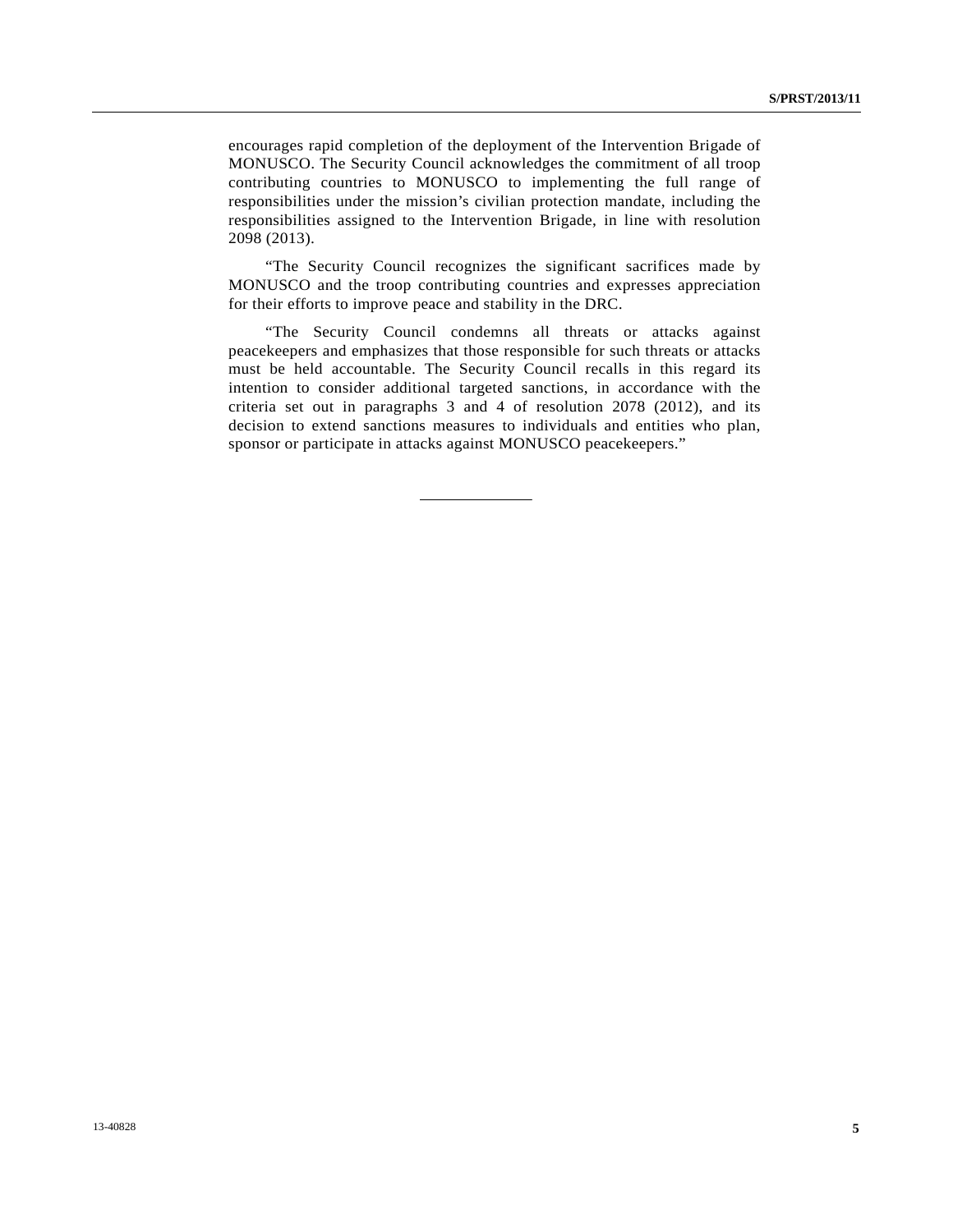encourages rapid completion of the deployment of the Intervention Brigade of MONUSCO. The Security Council acknowledges the commitment of all troop contributing countries to MONUSCO to implementing the full range of responsibilities under the mission's civilian protection mandate, including the responsibilities assigned to the Intervention Brigade, in line with resolution 2098 (2013).

"The Security Council recognizes the significant sacrifices made by MONUSCO and the troop contributing countries and expresses appreciation for their efforts to improve peace and stability in the DRC.

"The Security Council condemns all threats or attacks against peacekeepers and emphasizes that those responsible for such threats or attacks must be held accountable. The Security Council recalls in this regard its intention to consider additional targeted sanctions, in accordance with the criteria set out in paragraphs 3 and 4 of resolution 2078 (2012), and its decision to extend sanctions measures to individuals and entities who plan, sponsor or participate in attacks against MONUSCO peacekeepers."